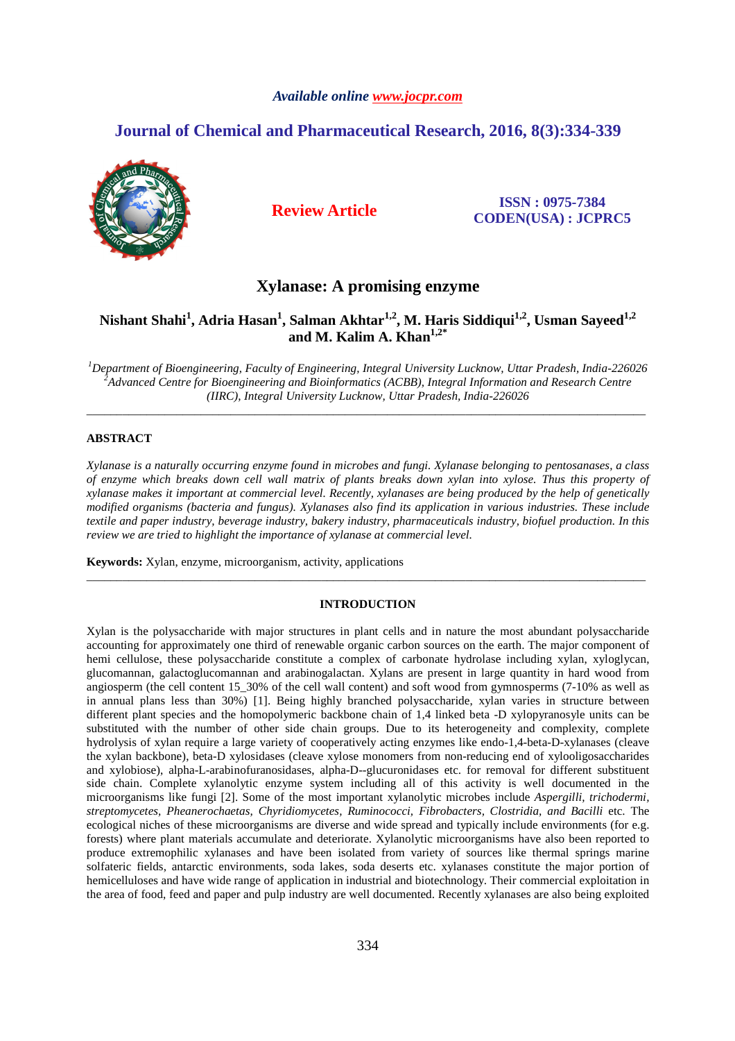*Available online www.jocpr.com*

## Journal of Chemical and Pharmaceutical Research, 2016, 8(3):334-339

**Review Article**

**ISSN : 0975-7384**
**CODEN(USA) : JCPRC5**

# Xylanase: A promising enzyme

**Nishant Shahi[1], Adria Hasan[1], Salman Akhtar[1,2], M. Haris Siddiqui[1,2], Usman Sayeed[1,2] and M. Kalim A. Khan[1,2*]**

*[1]Department of Bioengineering, Faculty of Engineering, Integral University Lucknow, Uttar Pradesh, India-226026*
*[2]Advanced Centre for Bioengineering and Bioinformatics (ACBB), Integral Information and Research Centre (IIRC), Integral University Lucknow, Uttar Pradesh, India-226026*

---

## ABSTRACT

*Xylanase is a naturally occurring enzyme found in microbes and fungi. Xylanase belonging to pentosanases, a class of enzyme which breaks down cell wall matrix of plants breaks down xylan into xylose. Thus this property of xylanase makes it important at commercial level. Recently, xylanases are being produced by the help of genetically modified organisms (bacteria and fungus). Xylanases also find its application in various industries. These include textile and paper industry, beverage industry, bakery industry, pharmaceuticals industry, biofuel production. In this review we are tried to highlight the importance of xylanase at commercial level.*

**Keywords:** Xylan, enzyme, microorganism, activity, applications

---

## INTRODUCTION

Xylan is the polysaccharide with major structures in plant cells and in nature the most abundant polysaccharide accounting for approximately one third of renewable organic carbon sources on the earth. The major component of hemi cellulose, these polysaccharide constitute a complex of carbonate hydrolase including xylan, xyloglycan, glucomannan, galactoglucomannan and arabinogalactan. Xylans are present in large quantity in hard wood from angiosperm (the cell content 15_30% of the cell wall content) and soft wood from gymnosperms (7-10% as well as in annual plans less than 30%) [1]. Being highly branched polysaccharide, xylan varies in structure between different plant species and the homopolymeric backbone chain of 1,4 linked beta -D xylopyranosyle units can be substituted with the number of other side chain groups. Due to its heterogeneity and complexity, complete hydrolysis of xylan require a large variety of cooperatively acting enzymes like endo-1,4-beta-D-xylanases (cleave the xylan backbone), beta-D xylosidases (cleave xylose monomers from non-reducing end of xylooligosaccharides and xylobiose), alpha-L-arabinofuranosidases, alpha-D--glucuronidases etc. for removal for different substituent side chain. Complete xylanolytic enzyme system including all of this activity is well documented in the microorganisms like fungi [2]. Some of the most important xylanolytic microbes include *Aspergilli, trichodermi, streptomycetes, Pheanerochaetas, Chyridiomycetes, Ruminococci, Fibrobacters, Clostridia, and Bacilli* etc. The ecological niches of these microorganisms are diverse and wide spread and typically include environments (for e.g. forests) where plant materials accumulate and deteriorate. Xylanolytic microorganisms have also been reported to produce extremophilic xylanases and have been isolated from variety of sources like thermal springs marine solfateric fields, antarctic environments, soda lakes, soda deserts etc. xylanases constitute the major portion of hemicelluloses and have wide range of application in industrial and biotechnology. Their commercial exploitation in the area of food, feed and paper and pulp industry are well documented. Recently xylanases are also being exploited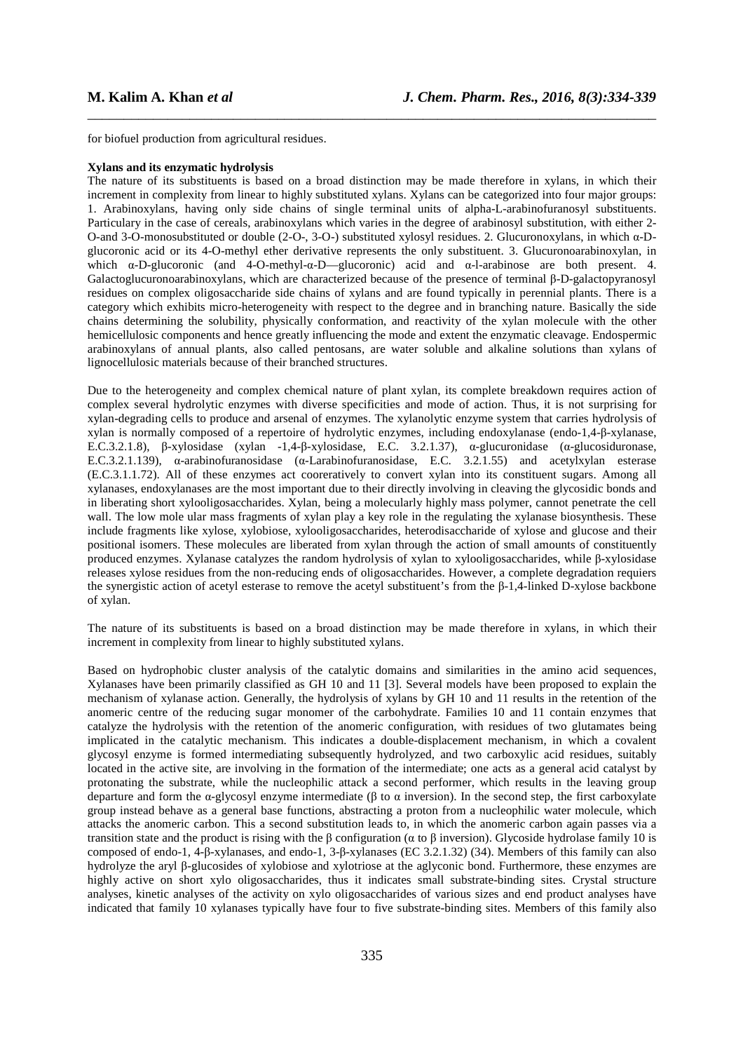for biofuel production from agricultural residues.

**Xylans and its enzymatic hydrolysis**

The nature of its substituents is based on a broad distinction may be made therefore in xylans, in which their increment in complexity from linear to highly substituted xylans. Xylans can be categorized into four major groups: 1. Arabinoxylans, having only side chains of single terminal units of alpha-L-arabinofuranosyl substituents. Particulary in the case of cereals, arabinoxylans which varies in the degree of arabinosyl substitution, with either 2-O-and 3-O-monosubstituted or double (2-O-, 3-O-) substituted xylosyl residues. 2. Glucuronoxylans, in which α-D-glucoronic acid or its 4-O-methyl ether derivative represents the only substituent. 3. Glucuronoarabinoxylan, in which α-D-glucoronic (and 4-O-methyl-α-D—glucoronic) acid and α-l-arabinose are both present. 4. Galactoglucuronoarabinoxylans, which are characterized because of the presence of terminal β-D-galactopyranosyl residues on complex oligosaccharide side chains of xylans and are found typically in perennial plants. There is a category which exhibits micro-heterogeneity with respect to the degree and in branching nature. Basically the side chains determining the solubility, physically conformation, and reactivity of the xylan molecule with the other hemicellulosic components and hence greatly influencing the mode and extent the enzymatic cleavage. Endospermic arabinoxylans of annual plants, also called pentosans, are water soluble and alkaline solutions than xylans of lignocellulosic materials because of their branched structures.

Due to the heterogeneity and complex chemical nature of plant xylan, its complete breakdown requires action of complex several hydrolytic enzymes with diverse specificities and mode of action. Thus, it is not surprising for xylan-degrading cells to produce and arsenal of enzymes. The xylanolytic enzyme system that carries hydrolysis of xylan is normally composed of a repertoire of hydrolytic enzymes, including endoxylanase (endo-1,4-β-xylanase, E.C.3.2.1.8), β-xylosidase (xylan -1,4-β-xylosidase, E.C. 3.2.1.37), α-glucuronidase (α-glucosiduronase, E.C.3.2.1.139), α-arabinofuranosidase (α-Larabinofuranosidase, E.C. 3.2.1.55) and acetylxylan esterase (E.C.3.1.1.72). All of these enzymes act cooreratively to convert xylan into its constituent sugars. Among all xylanases, endoxylanases are the most important due to their directly involving in cleaving the glycosidic bonds and in liberating short xylooligosaccharides. Xylan, being a molecularly highly mass polymer, cannot penetrate the cell wall. The low mole ular mass fragments of xylan play a key role in the regulating the xylanase biosynthesis. These include fragments like xylose, xylobiose, xylooligosaccharides, heterodisaccharide of xylose and glucose and their positional isomers. These molecules are liberated from xylan through the action of small amounts of constituently produced enzymes. Xylanase catalyzes the random hydrolysis of xylan to xylooligosaccharides, while β-xylosidase releases xylose residues from the non-reducing ends of oligosaccharides. However, a complete degradation requiers the synergistic action of acetyl esterase to remove the acetyl substituent's from the β-1,4-linked D-xylose backbone of xylan.

The nature of its substituents is based on a broad distinction may be made therefore in xylans, in which their increment in complexity from linear to highly substituted xylans.

Based on hydrophobic cluster analysis of the catalytic domains and similarities in the amino acid sequences, Xylanases have been primarily classified as GH 10 and 11 [3]. Several models have been proposed to explain the mechanism of xylanase action. Generally, the hydrolysis of xylans by GH 10 and 11 results in the retention of the anomeric centre of the reducing sugar monomer of the formation of the carbohydrate. Families 10 and 11 contain enzymes that catalyze the hydrolysis with the retention of the anomeric configuration, with residues of two glutamates being implicated in the catalytic mechanism. This indicates a double-displacement mechanism, in which a covalent glycosyl enzyme is formed intermediating subsequently hydrolyzed, and two carboxylic acid residues, suitably located in the active site, are involving in the formation of the intermediate; one acts as a general acid catalyst by protonating the substrate, while the nucleophilic attack a second performer, which results in the leaving group departure and form the α-glycosyl enzyme intermediate (β to α inversion). In the second step, the first carboxylate group instead behave as a general base functions, abstracting a proton from a nucleophilic water molecule, which attacks the anomeric carbon. This a second substitution leads to, in which the anomeric carbon again passes via a transition state and the product is rising with the β configuration (α to β inversion). Glycoside hydrolase family 10 is composed of endo-1, 4-β-xylanases, and endo-1, 3-β-xylanases (EC 3.2.1.32) (34). Members of this family can also hydrolyze the aryl β-glucosides of xylobiose and xylotriose at the aglyconic bond. Furthermore, these enzymes are highly active on short xylo oligosaccharides, thus it indicates small substrate-binding sites. Crystal structure analyses, kinetic analyses of the activity on xylo oligosaccharides of various sizes and end product analyses have indicated that family 10 xylanases typically have four to five substrate-binding sites. Members of this family also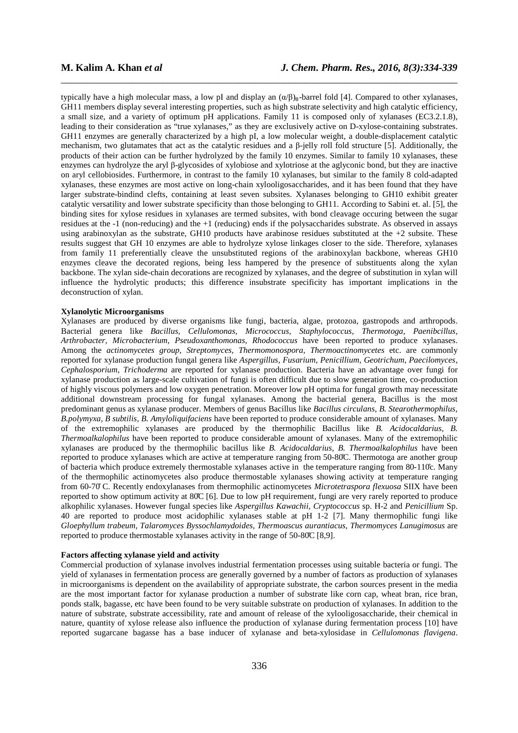typically have a high molecular mass, a low pI and display an $(\alpha/\beta)_8$-barrel fold [4]. Compared to other xylanases, GH11 members display several interesting properties, such as high substrate selectivity and high catalytic efficiency, a small size, and a variety of optimum pH applications. Family 11 is composed only of xylanases (EC3.2.1.8), leading to their consideration as "true xylanases," as they are exclusively active on D-xylose-containing substrates. GH11 enzymes are generally characterized by a high pI, a low molecular weight, a double-displacement catalytic mechanism, two glutamates that act as the catalytic residues and a β-jelly roll fold structure [5]. Additionally, the products of their action can be further hydrolyzed by the family 10 enzymes. Similar to family 10 xylanases, these enzymes can hydrolyze the aryl β-glycosides of xylobiose and xylotriose at the aglyconic bond, but they are inactive on aryl cellobiosides. Furthermore, in contrast to the family 10 xylanases, but similar to the family 8 cold-adapted xylanases, these enzymes are most active on long-chain xylooligosaccharides, and it has been found that they have larger substrate-bindind clefts, containing at least seven subsites. Xylanases belonging to GH10 exhibit greater catalytic versatility and lower substrate specificity than those belonging to GH11. According to Sabini et. al. [5], the binding sites for xylose residues in xylanases are termed subsites, with bond cleavage occuring between the sugar residues at the -1 (non-reducing) and the +1 (reducing) ends if the polysaccharides substrate. As observed in assays using arabinoxylan as the substrate, GH10 products have arabinose residues substituted at the +2 subsite. These results suggest that GH 10 enzymes are able to hydrolyze xylose linkages closer to the side. Therefore, xylanases from family 11 preferentially cleave the unsubstituted regions of the arabinoxylan backbone, whereas GH10 enzymes cleave the decorated regions, being less hampered by the presence of substituents along the xylan backbone. The xylan side-chain decorations are recognized by xylanases, and the degree of substitution in xylan will influence the hydrolytic products; this difference insubstrate specificity has important implications in the deconstruction of xylan.

**Xylanolytic Microorganisms**

Xylanases are produced by diverse organisms like fungi, bacteria, algae, protozoa, gastropods and arthropods. Bacterial genera like *Bacillus, Cellulomonas, Micrococcus, Staphylococcus, Thermotoga, Paenibcillus, Arthrobacter, Microbacterium, Pseudoxanthomonas, Rhodococcus* have been reported to produce xylanases. Among the *actinomycetes group, Streptomyces, Thermomonospora, Thermoactinomycetes* etc. are commonly reported for xylanase production fungal genera like *Aspergillus, Fusarium, Penicillium, Geotrichum, Paecilomyces, Cephalosporium, Trichoderma* are reported for xylanase production. Bacteria have an advantage over fungi for xylanase production as large-scale cultivation of fungi is often difficult due to slow generation time, co-production of highly viscous polymers and low oxygen penetration. Moreover low pH optima for fungal growth may necessitate additional downstream processing for fungal xylanases. Among the bacterial genera, Bacillus is the most predominant genus as xylanase producer. Members of genus Bacillus like *Bacillus circulans, B. Stearothermophilus, B.polymyxa, B subtilis, B. Amyloliquifaciens* have been reported to produce considerable amount of xylanases. Many of the extremophilic xylanases are produced by the thermophilic Bacillus like *B. Acidocaldarius, B. Thermoalkalophilus* have been reported to produce considerable amount of xylanases. Many of the extremophilic xylanases are produced by the thermophilic bacillus like *B. Acidocaldarius, B. Thermoalkalophilus* have been reported to produce xylanases which are active at temperature ranging from 50-80°C. Thermotoga are another group of bacteria which produce extremely thermostable xylanases active in the temperature ranging from 80-110°c. Many of the thermophilic actinomycetes also produce thermostable xylanases showing activity at temperature ranging from 60-70° C. Recently endoxylanases from thermophilic actinomycetes *Microtetraspora flexuosa* SIIX have been reported to show optimum activity at 80°C [6]. Due to low pH requirement, fungi are very rarely reported to produce alkophilic xylanases. However fungal species like *Aspergillus Kawachii, Cryptococcus* sp. H-2 and *Penicillium* Sp. 40 are reported to produce most acidophilic xylanases stable at pH 1-2 [7]. Many thermophilic fungi like *Gloephyllum trabeum, Talaromyces Byssochlamydoides, Thermoascus aurantiacus, Thermomyces Lanugimosus* are reported to produce thermostable xylanases activity in the range of 50-80°C [8,9].

**Factors affecting xylanase yield and activity**

Commercial production of xylanase involves industrial fermentation processes using suitable bacteria or fungi. The yield of xylanases in fermentation process are generally governed by a number of factors as production of xylanases in microorganisms is dependent on the availability of appropriate substrate, the carbon sources present in the media are the most important factor for xylanase production a number of substrate like corn cap, wheat bran, rice bran, ponds stalk, bagasse, etc have been found to be very suitable substrate on production of xylanases. In addition to the nature of substrate, substrate accessibility, rate and amount of release of the xylooligosaccharide, their chemical in nature, quantity of xylose release also influence the production of xylanase during fermentation process [10] have reported sugarcane bagasse has a base inducer of xylanase and beta-xylosidase in *Cellulomonas flavigena*.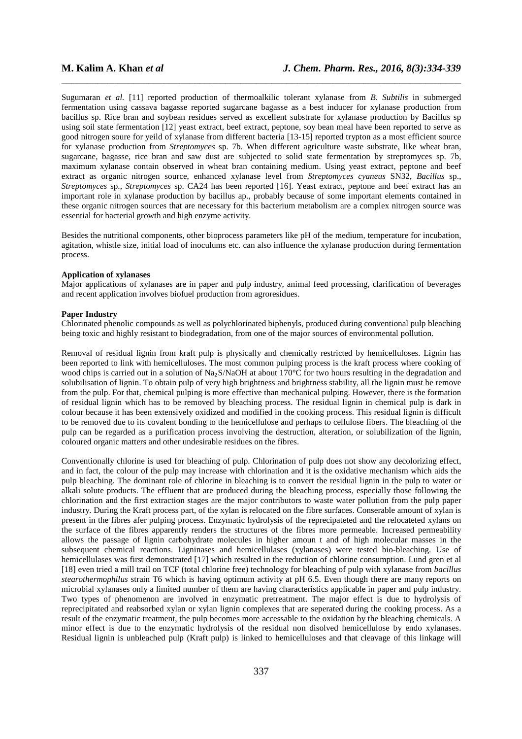Sugumaran *et al.* [11] reported production of thermoalkilic tolerant xylanase from *B. Subtilis* in submerged fermentation using cassava bagasse reported sugarcane bagasse as a best inducer for xylanase production from bacillus sp. Rice bran and soybean residues served as excellent substrate for xylanase production by Bacillus sp using soil state fermentation [12] yeast extract, beef extract, peptone, soy bean meal have been reported to serve as good nitrogen soure for yeild of xylanase from different bacteria [13-15] reported trypton as a most efficient source for xylanase production from *Streptomyces* sp. 7b. When different agriculture waste substrate, like wheat bran, sugarcane, bagasse, rice bran and saw dust are subjected to solid state fermentation by streptomyces sp. 7b, maximum xylanase contain observed in wheat bran containing medium. Using yeast extract, peptone and beef extract as organic nitrogen source, enhanced xylanase level from *Streptomyces cyaneus* SN32, *Bacillus* sp., *Streptomyces* sp., *Streptomyces* sp. CA24 has been reported [16]. Yeast extract, peptone and beef extract has an important role in xylanase production by bacillus ap., probably because of some important elements contained in these organic nitrogen sources that are necessary for this bacterium metabolism are a complex nitrogen source was essential for bacterial growth and high enzyme activity.

Besides the nutritional components, other bioprocess parameters like pH of the medium, temperature for incubation, agitation, whistle size, initial load of inoculums etc. can also influence the xylanase production during fermentation process.

**Application of xylanases**

Major applications of xylanases are in paper and pulp industry, animal feed processing, clarification of beverages and recent application involves biofuel production from agroresidues.

**Paper Industry**

Chlorinated phenolic compounds as well as polychlorinated biphenyls, produced during conventional pulp bleaching being toxic and highly resistant to biodegradation, from one of the major sources of environmental pollution.

Removal of residual lignin from kraft pulp is physically and chemically restricted by hemicelluloses. Lignin has been reported to link with hemicelluloses. The most common pulping process is the kraft process where cooking of wood chips is carried out in a solution of $Na_2S$/NaOH at about 170°C for two hours resulting in the degradation and solubilisation of lignin. To obtain pulp of very high brightness and brightness stability, all the lignin must be remove from the pulp. For that, chemical pulping is more effective than mechanical pulping. However, there is the formation of residual lignin which has to be removed by bleaching process. The residual lignin in chemical pulp is dark in colour because it has been extensively oxidized and modified in the cooking process. This residual lignin is difficult to be removed due to its covalent bonding to the hemicellulose and perhaps to cellulose fibers. The bleaching of the pulp can be regarded as a purification process involving the destruction, alteration, or solubilization of the lignin, coloured organic matters and other undesirable residues on the fibres.

Conventionally chlorine is used for bleaching of pulp. Chlorination of pulp does not show any decolorizing effect, and in fact, the colour of the pulp may increase with chlorination and it is the oxidative mechanism which aids the pulp bleaching. The dominant role of chlorine in bleaching is to convert the residual lignin in the pulp to water or alkali solute products. The effluent that are produced during the bleaching process, especially those following the chlorination and the first extraction stages are the major contributors to waste water pollution from the pulp paper industry. During the Kraft process part, of the xylan is relocated on the fibre surfaces. Conserable amount of xylan is present in the fibres afer pulping process. Enzymatic hydrolysis of the reprecipateted and the relocateted xylans on the surface of the fibres apparently renders the structures of the fibres more permeable. Increased permeability allows the passage of lignin carbohydrate molecules in higher amoun t and of high molecular masses in the subsequent chemical reactions. Ligninases and hemicellulases (xylanases) were tested bio-bleaching. Use of hemicellulases was first demonstrated [17] which resulted in the reduction of chlorine consumption. Lund gren et al [18] even tried a mill trail on TCF (total chlorine free) technology for bleaching of pulp with xylanase from *bacillus stearothermophilus* strain T6 which is having optimum activity at pH 6.5. Even though there are many reports on microbial xylanases only a limited number of them are having characteristics applicable in paper and pulp industry. Two types of phenomenon are involved in enzymatic pretreatment. The major effect is due to hydrolysis of reprecipitated and reabsorbed xylan or xylan lignin complexes that are seperated during the cooking process. As a result of the enzymatic treatment, the pulp becomes more accessable to the oxidation by the bleaching chemicals. A minor effect is due to the enzymatic hydrolysis of the residual non disolved hemicellulose by endo xylanases. Residual lignin is unbleached pulp (Kraft pulp) is linked to hemicelluloses and that cleavage of this linkage will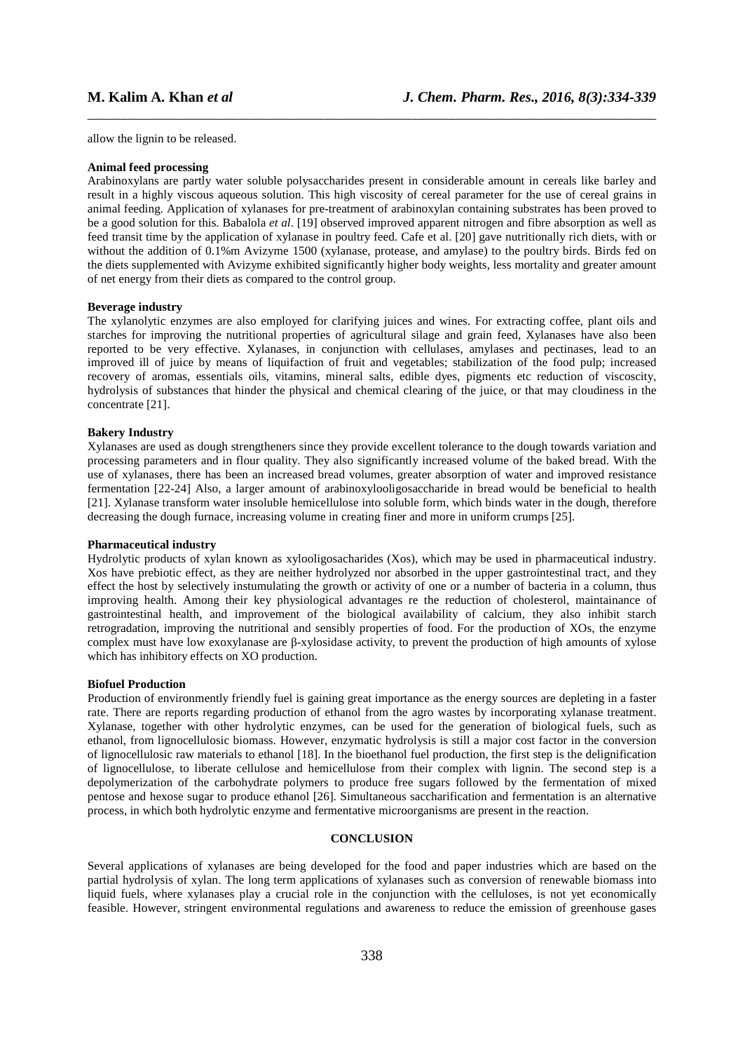allow the lignin to be released.

**Animal feed processing**

Arabinoxylans are partly water soluble polysaccharides present in considerable amount in cereals like barley and result in a highly viscous aqueous solution. This high viscosity of cereal parameter for the use of cereal grains in animal feeding. Application of xylanases for pre-treatment of arabinoxylan containing substrates has been proved to be a good solution for this. Babalola *et al*. [19] observed improved apparent nitrogen and fibre absorption as well as feed transit time by the application of xylanase in poultry feed. Cafe et al. [20] gave nutritionally rich diets, with or without the addition of 0.1%m Avizyme 1500 (xylanase, protease, and amylase) to the poultry birds. Birds fed on the diets supplemented with Avizyme exhibited significantly higher body weights, less mortality and greater amount of net energy from their diets as compared to the control group.

**Beverage industry**

The xylanolytic enzymes are also employed for clarifying juices and wines. For extracting coffee, plant oils and starches for improving the nutritional properties of agricultural silage and grain feed, Xylanases have also been reported to be very effective. Xylanases, in conjunction with cellulases, amylases and pectinases, lead to an improved ill of juice by means of liquifaction of fruit and vegetables; stabilization of the food pulp; increased recovery of aromas, essentials oils, vitamins, mineral salts, edible dyes, pigments etc reduction of viscoscity, hydrolysis of substances that hinder the physical and chemical clearing of the juice, or that may cloudiness in the concentrate [21].

**Bakery Industry**

Xylanases are used as dough strengtheners since they provide excellent tolerance to the dough towards variation and processing parameters and in flour quality. They also significantly increased volume of the baked bread. With the use of xylanases, there has been an increased bread volumes, greater absorption of water and improved resistance fermentation [22-24] Also, a larger amount of arabinoxylooligosaccharide in bread would be beneficial to health [21]. Xylanase transform water insoluble hemicellulose into soluble form, which binds water in the dough, therefore decreasing the dough furnace, increasing volume in creating finer and more in uniform crumps [25].

**Pharmaceutical industry**

Hydrolytic products of xylan known as xylooligosacharides (Xos), which may be used in pharmaceutical industry. Xos have prebiotic effect, as they are neither hydrolyzed nor absorbed in the upper gastrointestinal tract, and they effect the host by selectively instumulating the growth or activity of one or a number of bacteria in a column, thus improving health. Among their key physiological advantages re the reduction of cholesterol, maintainance of gastrointestinal health, and improvement of the biological availability of calcium, they also inhibit starch retrogradation, improving the nutritional and sensibly properties of food. For the production of XOs, the enzyme complex must have low exoxylanase are β-xylosidase activity, to prevent the production of high amounts of xylose which has inhibitory effects on XO production.

**Biofuel Production**

Production of environmently friendly fuel is gaining great importance as the energy sources are depleting in a faster rate. There are reports regarding production of ethanol from the agro wastes by incorporating xylanase treatment. Xylanase, together with other hydrolytic enzymes, can be used for the generation of biological fuels, such as ethanol, from lignocellulosic biomass. However, enzymatic hydrolysis is still a major cost factor in the conversion of lignocellulosic raw materials to ethanol [18]. In the bioethanol fuel production, the first step is the delignification of lignocellulose, to liberate cellulose and hemicellulose from their complex with lignin. The second step is a depolymerization of the carbohydrate polymers to produce free sugars followed by the fermentation of mixed pentose and hexose sugar to produce ethanol [26]. Simultaneous saccharification and fermentation is an alternative process, in which both hydrolytic enzyme and fermentative microorganisms are present in the reaction.

## CONCLUSION

Several applications of xylanases are being developed for the food and paper industries which are based on the partial hydrolysis of xylan. The long term applications of xylanases such as conversion of renewable biomass into liquid fuels, where xylanases play a crucial role in the conjunction with the celluloses, is not yet economically feasible. However, stringent environmental regulations and awareness to reduce the emission of greenhouse gases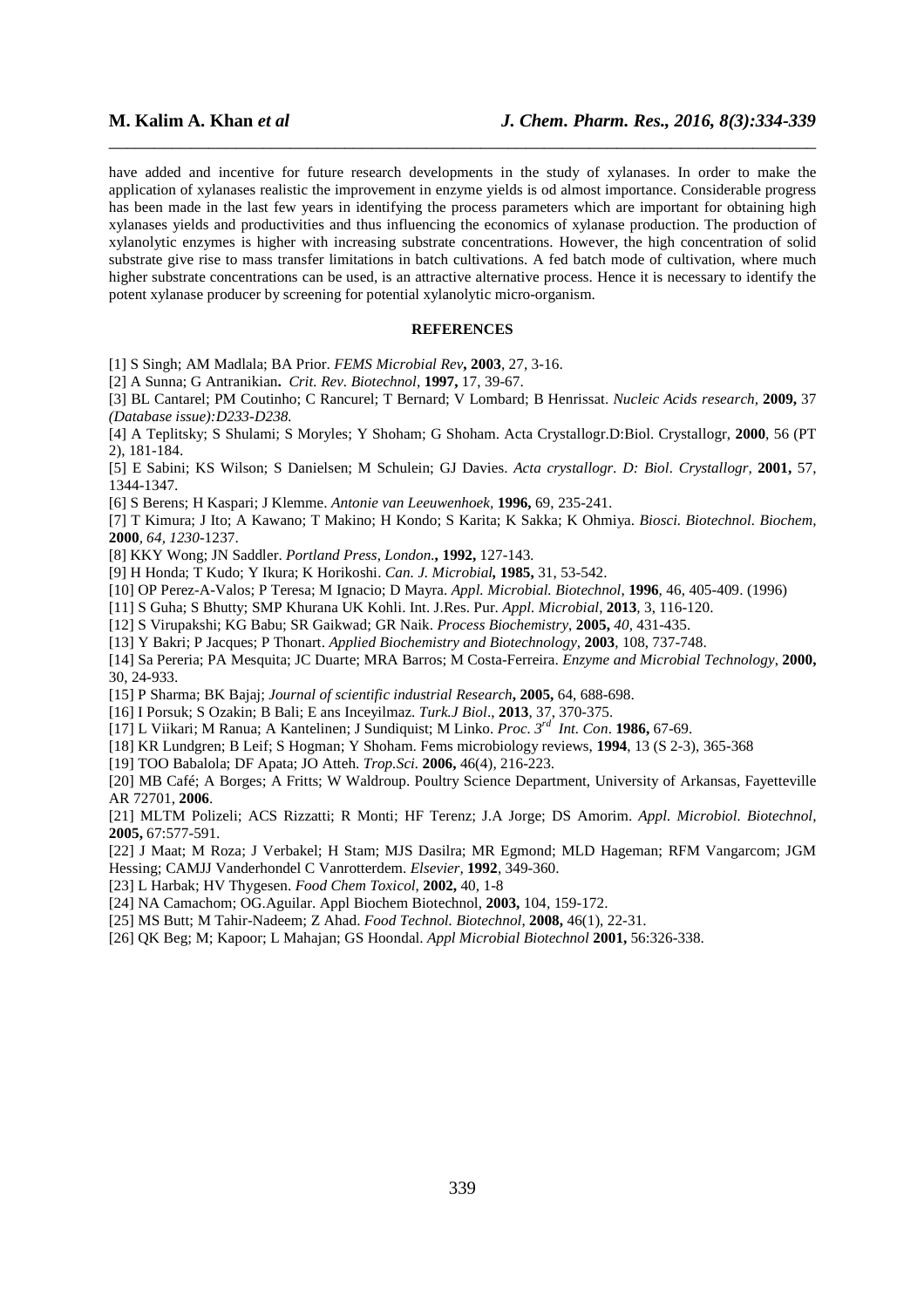have added and incentive for future research developments in the study of xylanases. In order to make the application of xylanases realistic the improvement in enzyme yields is od almost importance. Considerable progress has been made in the last few years in identifying the process parameters which are important for obtaining high xylanases yields and productivities and thus influencing the economics of xylanase production. The production of xylanolytic enzymes is higher with increasing substrate concentrations. However, the high concentration of solid substrate give rise to mass transfer limitations in batch cultivations. A fed batch mode of cultivation, where much higher substrate concentrations can be used, is an attractive alternative process. Hence it is necessary to identify the potent xylanase producer by screening for potential xylanolytic micro-organism.

## REFERENCES

[1] S Singh; AM Madlala; BA Prior. *FEMS Microbial Rev*, **2003**, 27, 3-16.

[2] A Sunna; G Antranikian. *Crit. Rev. Biotechnol,* **1997,** 17, 39-67.

[3] BL Cantarel; PM Coutinho; C Rancurel; T Bernard; V Lombard; B Henrissat. *Nucleic Acids research,* **2009,** 37 *(Database issue):D233-D238.*

[4] A Teplitsky; S Shulami; S Moryles; Y Shoham; G Shoham. Acta Crystallogr.D:Biol. Crystallogr, **2000**, 56 (PT 2), 181-184.

[5] E Sabini; KS Wilson; S Danielsen; M Schulein; GJ Davies. *Acta crystallogr. D: Biol. Crystallogr,* **2001,** 57, 1344-1347.

[6] S Berens; H Kaspari; J Klemme. *Antonie van Leeuwenhoek,* **1996,** 69, 235-241.

[7] T Kimura; J Ito; A Kawano; T Makino; H Kondo; S Karita; K Sakka; K Ohmiya. *Biosci. Biotechnol. Biochem,* **2000**, *64, 1230*-1237.

[8] KKY Wong; JN Saddler. *Portland Press, London.*, **1992,** 127-143.

[9] H Honda; T Kudo; Y Ikura; K Horikoshi. *Can. J. Microbial*, **1985,** 31, 53-542.

[10] OP Perez-A-Valos; P Teresa; M Ignacio; D Mayra. *Appl. Microbial. Biotechnol,* **1996**, 46, 405-409. (1996)

[11] S Guha; S Bhutty; SMP Khurana UK Kohli. Int. J.Res. Pur. *Appl. Microbial,* **2013**, 3, 116-120.

[12] S Virupakshi; KG Babu; SR Gaikwad; GR Naik. *Process Biochemistry*, **2005,** *40,* 431-435.

[13] Y Bakri; P Jacques; P Thonart. *Applied Biochemistry and Biotechnology,* **2003**, 108, 737-748.

[14] Sa Pereria; PA Mesquita; JC Duarte; MRA Barros; M Costa-Ferreira. *Enzyme and Microbial Technology,* **2000,** 30, 24-933.

[15] P Sharma; BK Bajaj; *Journal of scientific industrial Research*, **2005,** 64, 688-698.

[16] I Porsuk; S Ozakin; B Bali; E ans Inceyilmaz. *Turk.J Biol*., **2013**, 37, 370-375.

[17] L Viikari; M Ranua; A Kantelinen; J Sundiquist; M Linko. *Proc. 3rd Int. Con*. **1986,** 67-69.

[18] KR Lundgren; B Leif; S Hogman; Y Shoham. Fems microbiology reviews, **1994**, 13 (S 2-3), 365-368

[19] TOO Babalola; DF Apata; JO Atteh. *Trop.Sci.* **2006,** 46(4), 216-223.

[20] MB Café; A Borges; A Fritts; W Waldroup. Poultry Science Department, University of Arkansas, Fayetteville AR 72701, **2006**.

[21] MLTM Polizeli; ACS Rizzatti; R Monti; HF Terenz; J.A Jorge; DS Amorim. *Appl. Microbiol. Biotechnol,* **2005,** 67:577-591.

[22] J Maat; M Roza; J Verbakel; H Stam; MJS Dasilra; MR Egmond; MLD Hageman; RFM Vangarcom; JGM Hessing; CAMJJ Vanderhondel C Vanrotterdem. *Elsevier,* **1992**, 349-360.

[23] L Harbak; HV Thygesen. *Food Chem Toxicol,* **2002,** 40, 1-8

[24] NA Camachom; OG.Aguilar. Appl Biochem Biotechnol, **2003,** 104, 159-172.

[25] MS Butt; M Tahir-Nadeem; Z Ahad. *Food Technol. Biotechnol,* **2008,** 46(1), 22-31.

[26] QK Beg; M; Kapoor; L Mahajan; GS Hoondal. *Appl Microbial Biotechnol* **2001,** 56:326-338.